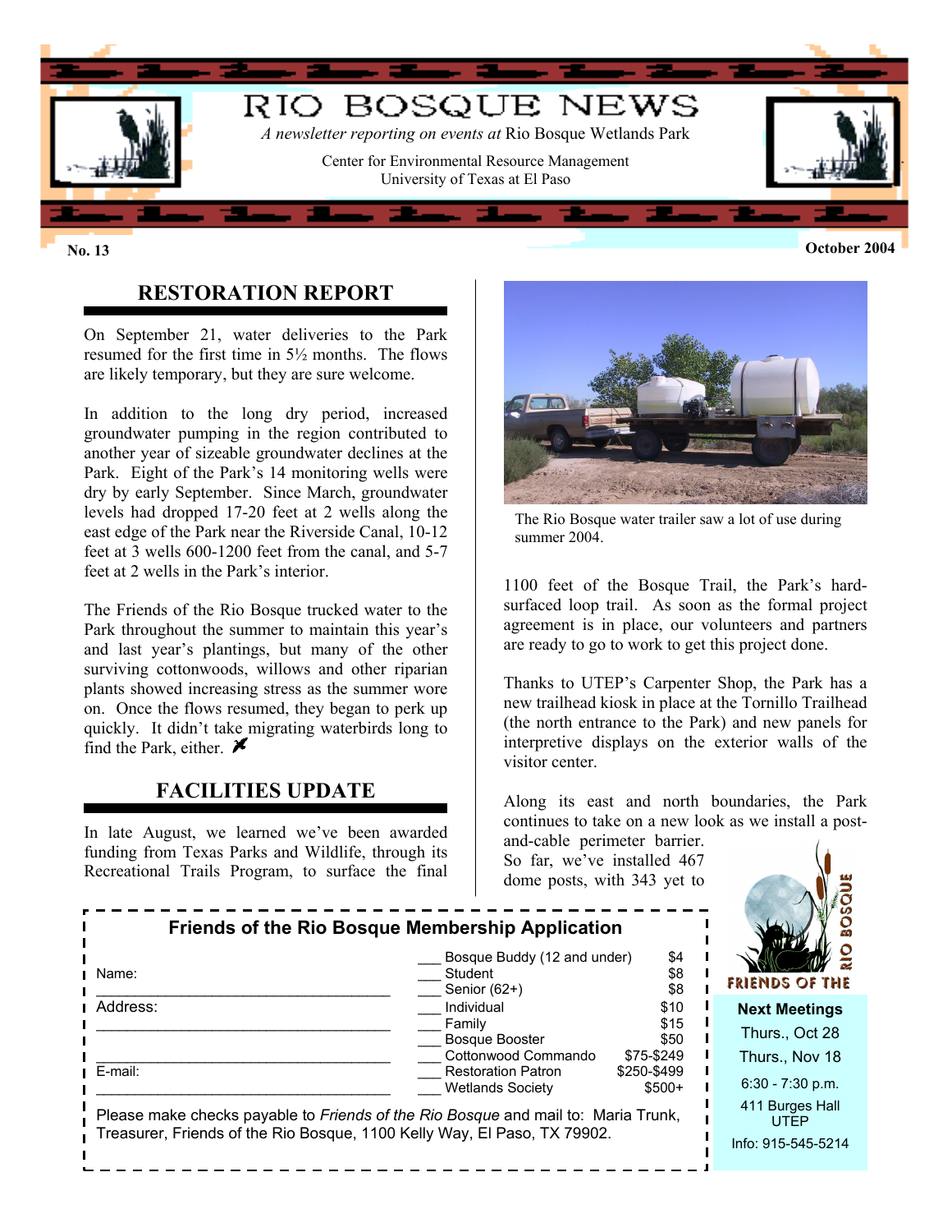# RIO BOSQUE NEWS

*A newsletter reporting on events at* Rio Bosque Wetlands Park

Center for Environmental Resource Management
University of Texas at El Paso

**No. 13** **October 2004**

## RESTORATION REPORT

On September 21, water deliveries to the Park resumed for the first time in 5½ months. The flows are likely temporary, but they are sure welcome.

In addition to the long dry period, increased groundwater pumping in the region contributed to another year of sizeable groundwater declines at the Park. Eight of the Park's 14 monitoring wells were dry by early September. Since March, groundwater levels had dropped 17-20 feet at 2 wells along the east edge of the Park near the Riverside Canal, 10-12 feet at 3 wells 600-1200 feet from the canal, and 5-7 feet at 2 wells in the Park's interior.

The Friends of the Rio Bosque trucked water to the Park throughout the summer to maintain this year's and last year's plantings, but many of the other surviving cottonwoods, willows and other riparian plants showed increasing stress as the summer wore on. Once the flows resumed, they began to perk up quickly. It didn't take migrating waterbirds long to find the Park, either.

## FACILITIES UPDATE

In late August, we learned we've been awarded funding from Texas Parks and Wildlife, through its Recreational Trails Program, to surface the final 1100 feet of the Bosque Trail, the Park's hard-surfaced loop trail. As soon as the formal project agreement is in place, our volunteers and partners are ready to go to work to get this project done.

The Rio Bosque water trailer saw a lot of use during summer 2004.

Thanks to UTEP's Carpenter Shop, the Park has a new trailhead kiosk in place at the Tornillo Trailhead (the north entrance to the Park) and new panels for interpretive displays on the exterior walls of the visitor center.

Along its east and north boundaries, the Park continues to take on a new look as we install a post-and-cable perimeter barrier. So far, we've installed 467 dome posts, with 343 yet to

---

### Friends of the Rio Bosque Membership Application

Name: ______________________________

Address: ______________________________

______________________________

E-mail: ______________________________

| | Membership | Amount |
|---|---|---|
| ___ | Bosque Buddy (12 and under) | $4 |
| ___ | Student | $8 |
| ___ | Senior (62+) | $8 |
| ___ | Individual | $10 |
| ___ | Family | $15 |
| ___ | Bosque Booster | $50 |
| ___ | Cottonwood Commando | $75-$249 |
| ___ | Restoration Patron | $250-$499 |
| ___ | Wetlands Society | $500+ |

Please make checks payable to *Friends of the Rio Bosque* and mail to: Maria Trunk, Treasurer, Friends of the Rio Bosque, 1100 Kelly Way, El Paso, TX 79902.

---

RIO BOSQUE FRIENDS OF THE

**Next Meetings**

Thurs., Oct 28

Thurs., Nov 18

6:30 - 7:30 p.m.

411 Burges Hall UTEP

Info: 915-545-5214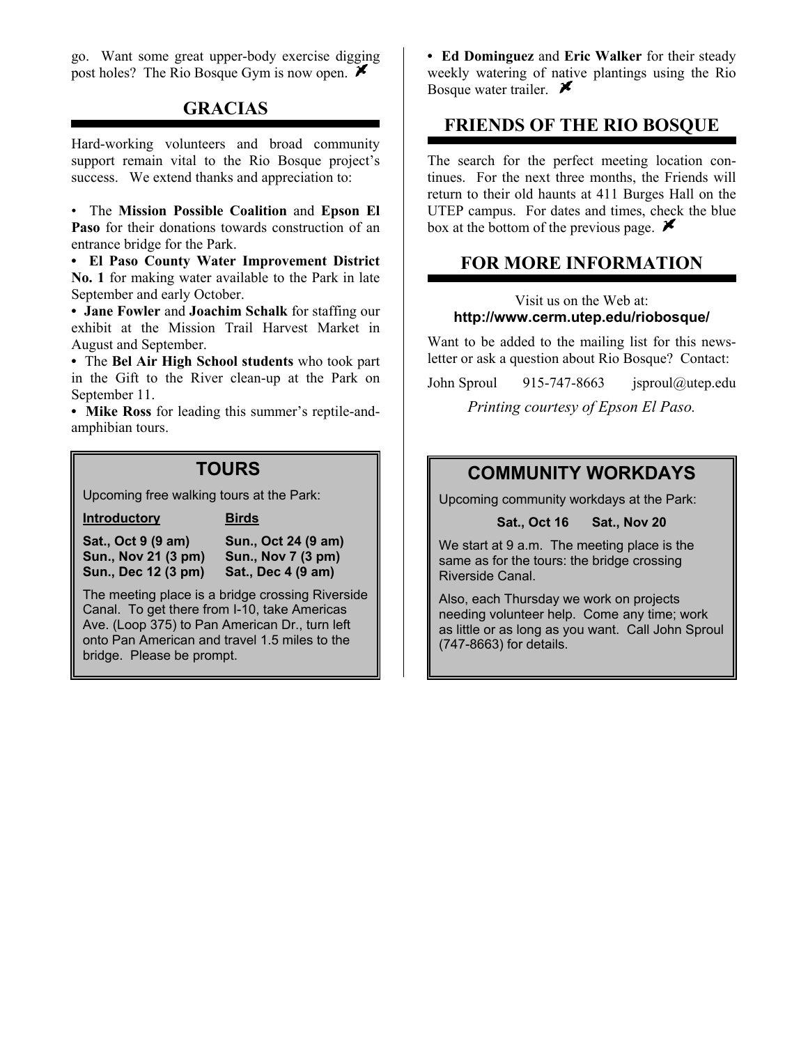go. Want some great upper-body exercise digging post holes? The Rio Bosque Gym is now open.

## GRACIAS

Hard-working volunteers and broad community support remain vital to the Rio Bosque project's success. We extend thanks and appreciation to:

- The **Mission Possible Coalition** and **Epson El Paso** for their donations towards construction of an entrance bridge for the Park.
- **El Paso County Water Improvement District No. 1** for making water available to the Park in late September and early October.
- **Jane Fowler** and **Joachim Schalk** for staffing our exhibit at the Mission Trail Harvest Market in August and September.
- The **Bel Air High School students** who took part in the Gift to the River clean-up at the Park on September 11.
- **Mike Ross** for leading this summer's reptile-and-amphibian tours.
- **Ed Dominguez** and **Eric Walker** for their steady weekly watering of native plantings using the Rio Bosque water trailer.

## FRIENDS OF THE RIO BOSQUE

The search for the perfect meeting location continues. For the next three months, the Friends will return to their old haunts at 411 Burges Hall on the UTEP campus. For dates and times, check the blue box at the bottom of the previous page.

## FOR MORE INFORMATION

Visit us on the Web at:
**http://www.cerm.utep.edu/riobosque/**

Want to be added to the mailing list for this newsletter or ask a question about Rio Bosque? Contact:

John Sproul 915-747-8663 jsproul@utep.edu

*Printing courtesy of Epson El Paso.*

## TOURS

Upcoming free walking tours at the Park:

| **Introductory** | **Birds** |
|---|---|
| **Sat., Oct 9 (9 am)** | **Sun., Oct 24 (9 am)** |
| **Sun., Nov 21 (3 pm)** | **Sun., Nov 7 (3 pm)** |
| **Sun., Dec 12 (3 pm)** | **Sat., Dec 4 (9 am)** |

The meeting place is a bridge crossing Riverside Canal. To get there from I-10, take Americas Ave. (Loop 375) to Pan American Dr., turn left onto Pan American and travel 1.5 miles to the bridge. Please be prompt.

## COMMUNITY WORKDAYS

Upcoming community workdays at the Park:

**Sat., Oct 16 Sat., Nov 20**

We start at 9 a.m. The meeting place is the same as for the tours: the bridge crossing Riverside Canal.

Also, each Thursday we work on projects needing volunteer help. Come any time; work as little or as long as you want. Call John Sproul (747-8663) for details.